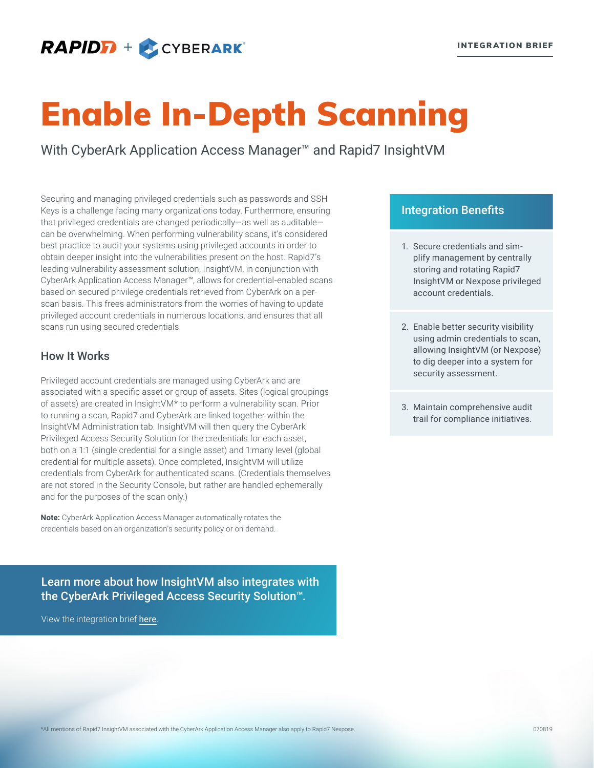RAPID7 + CYBERARK

INTEGRATION BRIEF

# Enable In-Depth Scanning

## With CyberArk Application Access Manager™ and Rapid7 InsightVM

Securing and managing privileged credentials such as passwords and SSH Keys is a challenge facing many organizations today. Furthermore, ensuring that privileged credentials are changed periodically—as well as auditable—can be overwhelming. When performing vulnerability scans, it's considered best practice to audit your systems using privileged accounts in order to obtain deeper insight into the vulnerabilities present on the host. Rapid7's leading vulnerability assessment solution, InsightVM, in conjunction with CyberArk Application Access Manager™, allows for credential-enabled scans based on secured privilege credentials retrieved from CyberArk on a per-scan basis. This frees administrators from the worries of having to update privileged account credentials in numerous locations, and ensures that all scans run using secured credentials.

### How It Works

Privileged account credentials are managed using CyberArk and are associated with a specific asset or group of assets. Sites (logical groupings of assets) are created in InsightVM* to perform a vulnerability scan. Prior to running a scan, Rapid7 and CyberArk are linked together within the InsightVM Administration tab. InsightVM will then query the CyberArk Privileged Access Security Solution for the credentials for each asset, both on a 1:1 (single credential for a single asset) and 1:many level (global credential for multiple assets). Once completed, InsightVM will utilize credentials from CyberArk for authenticated scans. (Credentials themselves are not stored in the Security Console, but rather are handled ephemerally and for the purposes of the scan only.)

**Note:** CyberArk Application Access Manager automatically rotates the credentials based on an organization's security policy or on demand.

### Integration Benefits

1. Secure credentials and simplify management by centrally storing and rotating Rapid7 InsightVM or Nexpose privileged account credentials.
2. Enable better security visibility using admin credentials to scan, allowing InsightVM (or Nexpose) to dig deeper into a system for security assessment.
3. Maintain comprehensive audit trail for compliance initiatives.

**Learn more about how InsightVM also integrates with the CyberArk Privileged Access Security Solution™.**

View the integration brief here.

*All mentions of Rapid7 InsightVM associated with the CyberArk Application Access Manager also apply to Rapid7 Nexpose.

070819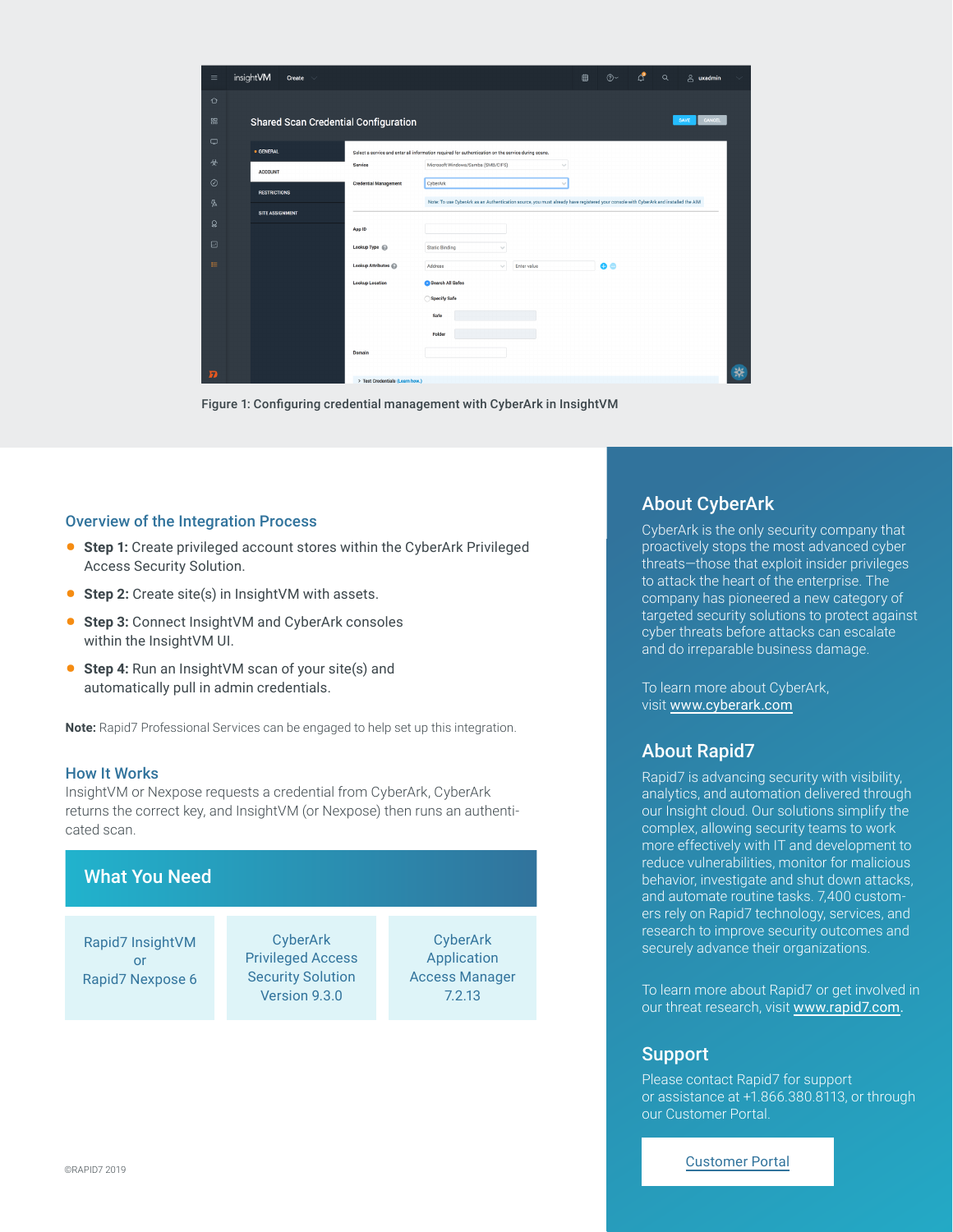Figure 1: Configuring credential management with CyberArk in InsightVM

## Overview of the Integration Process

- **Step 1:** Create privileged account stores within the CyberArk Privileged Access Security Solution.
- **Step 2:** Create site(s) in InsightVM with assets.
- **Step 3:** Connect InsightVM and CyberArk consoles within the InsightVM UI.
- **Step 4:** Run an InsightVM scan of your site(s) and automatically pull in admin credentials.

**Note:** Rapid7 Professional Services can be engaged to help set up this integration.

## How It Works

InsightVM or Nexpose requests a credential from CyberArk, CyberArk returns the correct key, and InsightVM (or Nexpose) then runs an authenticated scan.

## What You Need

| | | |
|---|---|---|
| Rapid7 InsightVM or Rapid7 Nexpose 6 | CyberArk Privileged Access Security Solution Version 9.3.0 | CyberArk Application Access Manager 7.2.13 |

©RAPID7 2019

## About CyberArk

CyberArk is the only security company that proactively stops the most advanced cyber threats—those that exploit insider privileges to attack the heart of the enterprise. The company has pioneered a new category of targeted security solutions to protect against cyber threats before attacks can escalate and do irreparable business damage.

To learn more about CyberArk, visit www.cyberark.com

## About Rapid7

Rapid7 is advancing security with visibility, analytics, and automation delivered through our Insight cloud. Our solutions simplify the complex, allowing security teams to work more effectively with IT and development to reduce vulnerabilities, monitor for malicious behavior, investigate and shut down attacks, and automate routine tasks. 7,400 customers rely on Rapid7 technology, services, and research to improve security outcomes and securely advance their organizations.

To learn more about Rapid7 or get involved in our threat research, visit www.rapid7.com.

## Support

Please contact Rapid7 for support or assistance at +1.866.380.8113, or through our Customer Portal.

Customer Portal